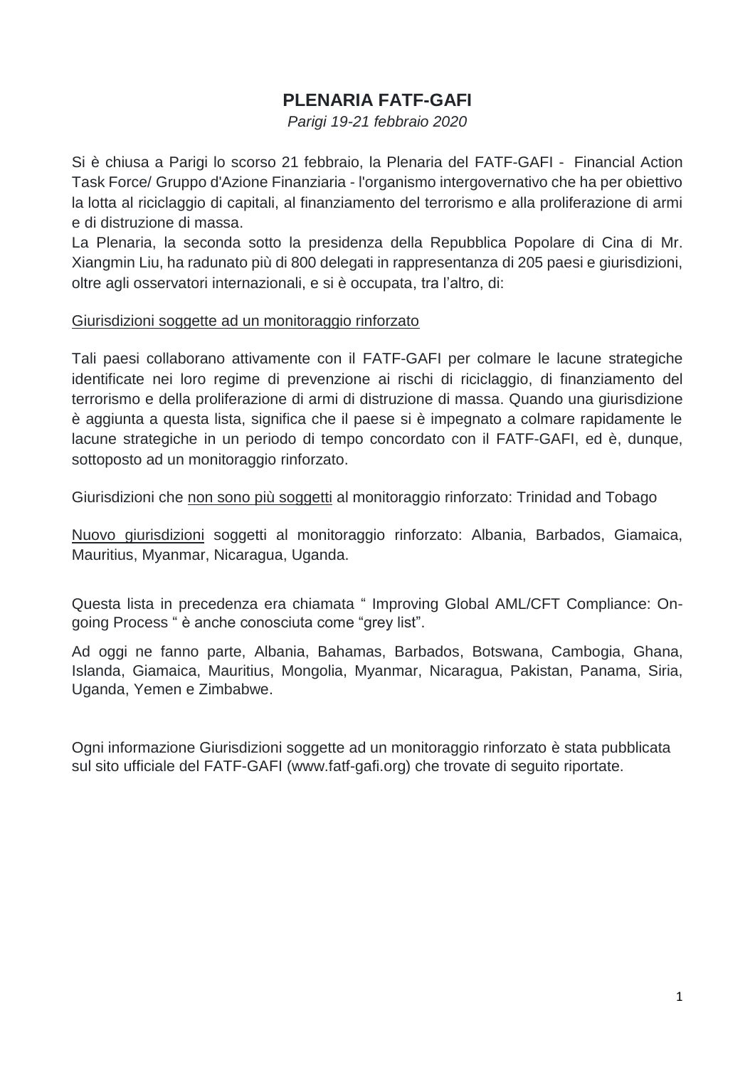# PLENARIA FATF-GAFI

*Parigi 19-21 febbraio 2020*

Si è chiusa a Parigi lo scorso 21 febbraio, la Plenaria del FATF-GAFI - Financial Action Task Force/ Gruppo d'Azione Finanziaria - l'organismo intergovernativo che ha per obiettivo la lotta al riciclaggio di capitali, al finanziamento del terrorismo e alla proliferazione di armi e di distruzione di massa.
La Plenaria, la seconda sotto la presidenza della Repubblica Popolare di Cina di Mr. Xiangmin Liu, ha radunato più di 800 delegati in rappresentanza di 205 paesi e giurisdizioni, oltre agli osservatori internazionali, e si è occupata, tra l'altro, di:

<u>Giurisdizioni soggette ad un monitoraggio rinforzato</u>

Tali paesi collaborano attivamente con il FATF-GAFI per colmare le lacune strategiche identificate nei loro regime di prevenzione ai rischi di riciclaggio, di finanziamento del terrorismo e della proliferazione di armi di distruzione di massa. Quando una giurisdizione è aggiunta a questa lista, significa che il paese si è impegnato a colmare rapidamente le lacune strategiche in un periodo di tempo concordato con il FATF-GAFI, ed è, dunque, sottoposto ad un monitoraggio rinforzato.

Giurisdizioni che <u>non sono più soggetti</u> al monitoraggio rinforzato: Trinidad and Tobago

<u>Nuovo giurisdizioni</u> soggetti al monitoraggio rinforzato: Albania, Barbados, Giamaica, Mauritius, Myanmar, Nicaragua, Uganda.

Questa lista in precedenza era chiamata " Improving Global AML/CFT Compliance: On-going Process " è anche conosciuta come "grey list".

Ad oggi ne fanno parte, Albania, Bahamas, Barbados, Botswana, Cambogia, Ghana, Islanda, Giamaica, Mauritius, Mongolia, Myanmar, Nicaragua, Pakistan, Panama, Siria, Uganda, Yemen e Zimbabwe.

Ogni informazione Giurisdizioni soggette ad un monitoraggio rinforzato è stata pubblicata sul sito ufficiale del FATF-GAFI (www.fatf-gafi.org) che trovate di seguito riportate.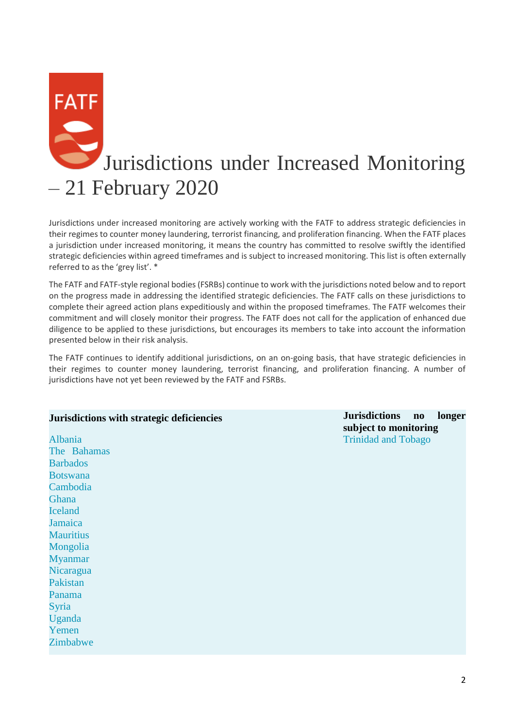# Jurisdictions under Increased Monitoring – 21 February 2020

Jurisdictions under increased monitoring are actively working with the FATF to address strategic deficiencies in their regimes to counter money laundering, terrorist financing, and proliferation financing. When the FATF places a jurisdiction under increased monitoring, it means the country has committed to resolve swiftly the identified strategic deficiencies within agreed timeframes and is subject to increased monitoring. This list is often externally referred to as the 'grey list'. *

The FATF and FATF-style regional bodies (FSRBs) continue to work with the jurisdictions noted below and to report on the progress made in addressing the identified strategic deficiencies. The FATF calls on these jurisdictions to complete their agreed action plans expeditiously and within the proposed timeframes. The FATF welcomes their commitment and will closely monitor their progress. The FATF does not call for the application of enhanced due diligence to be applied to these jurisdictions, but encourages its members to take into account the information presented below in their risk analysis.

The FATF continues to identify additional jurisdictions, on an on-going basis, that have strategic deficiencies in their regimes to counter money laundering, terrorist financing, and proliferation financing. A number of jurisdictions have not yet been reviewed by the FATF and FSRBs.

| Jurisdictions with strategic deficiencies | Jurisdictions no longer subject to monitoring |
|---|---|
| Albania | Trinidad and Tobago |
| The Bahamas | |
| Barbados | |
| Botswana | |
| Cambodia | |
| Ghana | |
| Iceland | |
| Jamaica | |
| Mauritius | |
| Mongolia | |
| Myanmar | |
| Nicaragua | |
| Pakistan | |
| Panama | |
| Syria | |
| Uganda | |
| Yemen | |
| Zimbabwe | |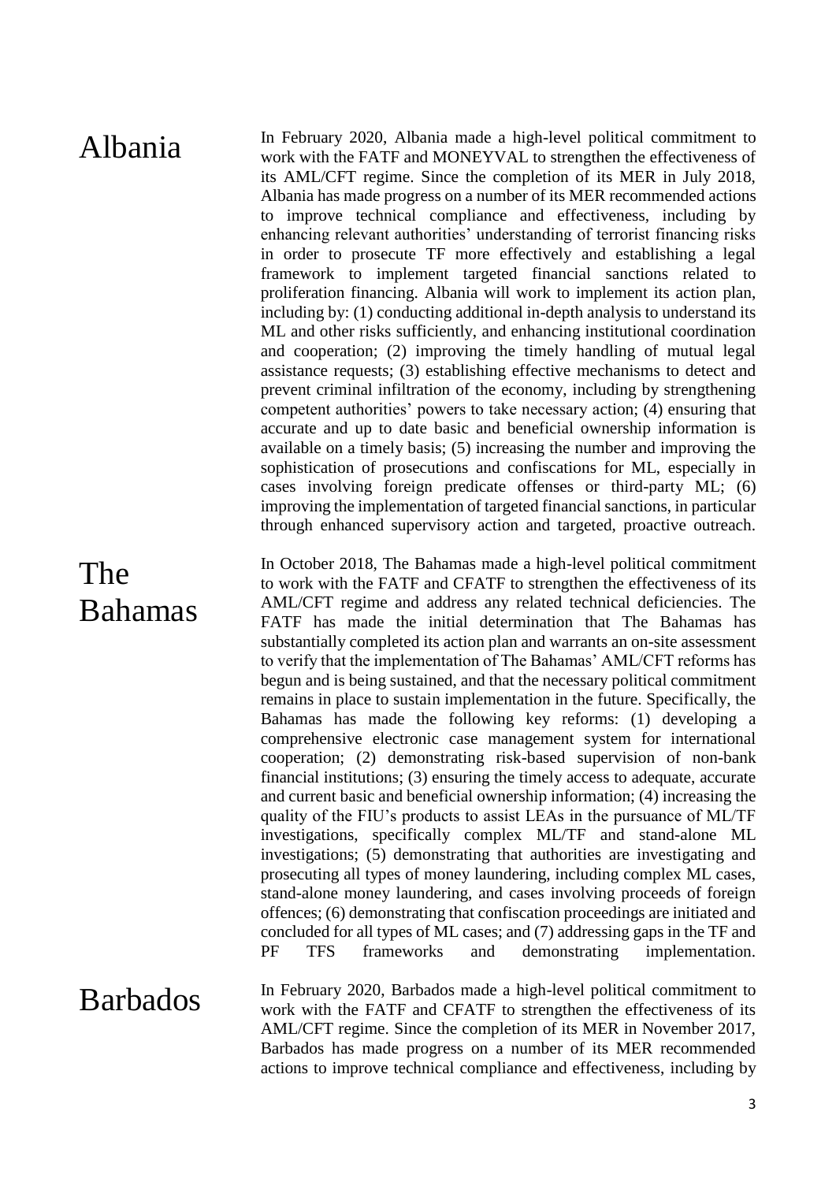## Albania

In February 2020, Albania made a high-level political commitment to work with the FATF and MONEYVAL to strengthen the effectiveness of its AML/CFT regime. Since the completion of its MER in July 2018, Albania has made progress on a number of its MER recommended actions to improve technical compliance and effectiveness, including by enhancing relevant authorities' understanding of terrorist financing risks in order to prosecute TF more effectively and establishing a legal framework to implement targeted financial sanctions related to proliferation financing. Albania will work to implement its action plan, including by: (1) conducting additional in-depth analysis to understand its ML and other risks sufficiently, and enhancing institutional coordination and cooperation; (2) improving the timely handling of mutual legal assistance requests; (3) establishing effective mechanisms to detect and prevent criminal infiltration of the economy, including by strengthening competent authorities' powers to take necessary action; (4) ensuring that accurate and up to date basic and beneficial ownership information is available on a timely basis; (5) increasing the number and improving the sophistication of prosecutions and confiscations for ML, especially in cases involving foreign predicate offenses or third-party ML; (6) improving the implementation of targeted financial sanctions, in particular through enhanced supervisory action and targeted, proactive outreach.

## The Bahamas

In October 2018, The Bahamas made a high-level political commitment to work with the FATF and CFATF to strengthen the effectiveness of its AML/CFT regime and address any related technical deficiencies. The FATF has made the initial determination that The Bahamas has substantially completed its action plan and warrants an on-site assessment to verify that the implementation of The Bahamas' AML/CFT reforms has begun and is being sustained, and that the necessary political commitment remains in place to sustain implementation in the future. Specifically, the Bahamas has made the following key reforms: (1) developing a comprehensive electronic case management system for international cooperation; (2) demonstrating risk-based supervision of non-bank financial institutions; (3) ensuring the timely access to adequate, accurate and current basic and beneficial ownership information; (4) increasing the quality of the FIU's products to assist LEAs in the pursuance of ML/TF investigations, specifically complex ML/TF and stand-alone ML investigations; (5) demonstrating that authorities are investigating and prosecuting all types of money laundering, including complex ML cases, stand-alone money laundering, and cases involving proceeds of foreign offences; (6) demonstrating that confiscation proceedings are initiated and concluded for all types of ML cases; and (7) addressing gaps in the TF and PF TFS frameworks and demonstrating implementation.

## Barbados

In February 2020, Barbados made a high-level political commitment to work with the FATF and CFATF to strengthen the effectiveness of its AML/CFT regime. Since the completion of its MER in November 2017, Barbados has made progress on a number of its MER recommended actions to improve technical compliance and effectiveness, including by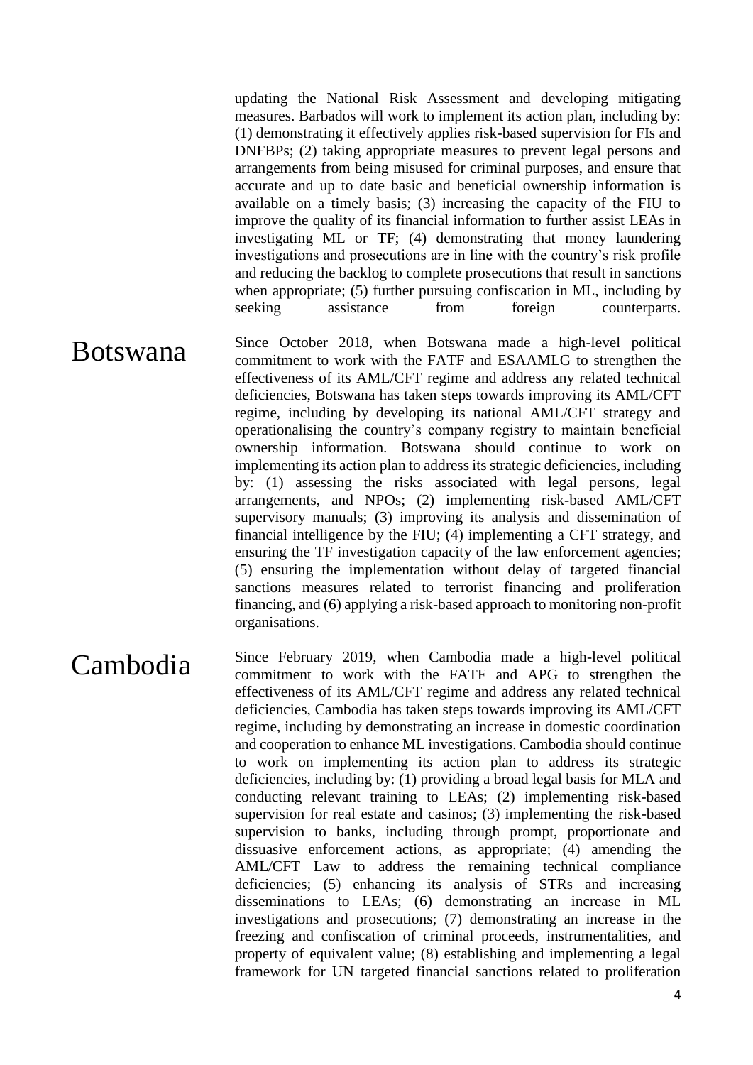updating the National Risk Assessment and developing mitigating measures. Barbados will work to implement its action plan, including by: (1) demonstrating it effectively applies risk-based supervision for FIs and DNFBPs; (2) taking appropriate measures to prevent legal persons and arrangements from being misused for criminal purposes, and ensure that accurate and up to date basic and beneficial ownership information is available on a timely basis; (3) increasing the capacity of the FIU to improve the quality of its financial information to further assist LEAs in investigating ML or TF; (4) demonstrating that money laundering investigations and prosecutions are in line with the country's risk profile and reducing the backlog to complete prosecutions that result in sanctions when appropriate; (5) further pursuing confiscation in ML, including by seeking assistance from foreign counterparts.

## Botswana

Since October 2018, when Botswana made a high-level political commitment to work with the FATF and ESAAMLG to strengthen the effectiveness of its AML/CFT regime and address any related technical deficiencies, Botswana has taken steps towards improving its AML/CFT regime, including by developing its national AML/CFT strategy and operationalising the country's company registry to maintain beneficial ownership information. Botswana should continue to work on implementing its action plan to address its strategic deficiencies, including by: (1) assessing the risks associated with legal persons, legal arrangements, and NPOs; (2) implementing risk-based AML/CFT supervisory manuals; (3) improving its analysis and dissemination of financial intelligence by the FIU; (4) implementing a CFT strategy, and ensuring the TF investigation capacity of the law enforcement agencies; (5) ensuring the implementation without delay of targeted financial sanctions measures related to terrorist financing and proliferation financing, and (6) applying a risk-based approach to monitoring non-profit organisations.

## Cambodia

Since February 2019, when Cambodia made a high-level political commitment to work with the FATF and APG to strengthen the effectiveness of its AML/CFT regime and address any related technical deficiencies, Cambodia has taken steps towards improving its AML/CFT regime, including by demonstrating an increase in domestic coordination and cooperation to enhance ML investigations. Cambodia should continue to work on implementing its action plan to address its strategic deficiencies, including by: (1) providing a broad legal basis for MLA and conducting relevant training to LEAs; (2) implementing risk-based supervision for real estate and casinos; (3) implementing the risk-based supervision to banks, including through prompt, proportionate and dissuasive enforcement actions, as appropriate; (4) amending the AML/CFT Law to address the remaining technical compliance deficiencies; (5) enhancing its analysis of STRs and increasing disseminations to LEAs; (6) demonstrating an increase in ML investigations and prosecutions; (7) demonstrating an increase in the freezing and confiscation of criminal proceeds, instrumentalities, and property of equivalent value; (8) establishing and implementing a legal framework for UN targeted financial sanctions related to proliferation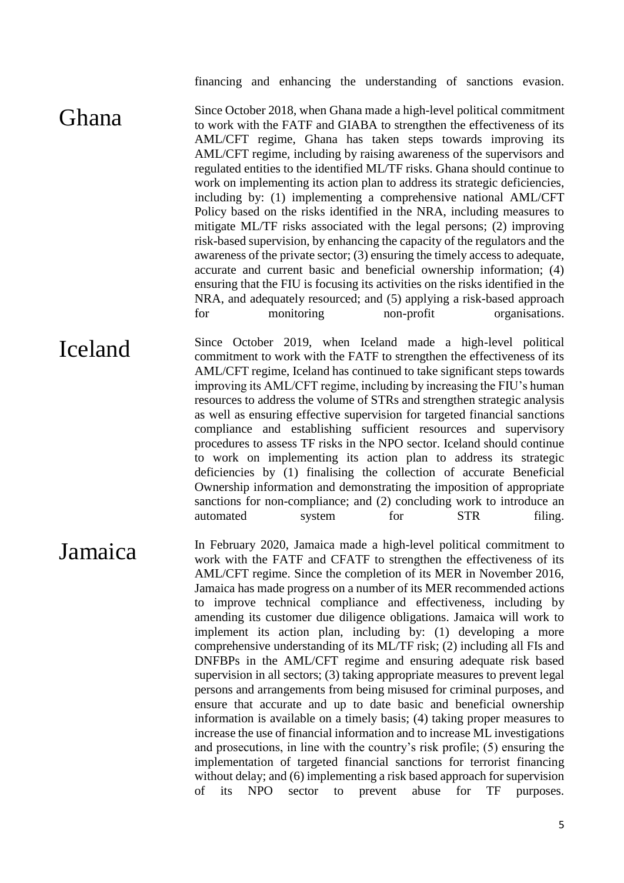financing and enhancing the understanding of sanctions evasion.

## Ghana

Since October 2018, when Ghana made a high-level political commitment to work with the FATF and GIABA to strengthen the effectiveness of its AML/CFT regime, Ghana has taken steps towards improving its AML/CFT regime, including by raising awareness of the supervisors and regulated entities to the identified ML/TF risks. Ghana should continue to work on implementing its action plan to address its strategic deficiencies, including by: (1) implementing a comprehensive national AML/CFT Policy based on the risks identified in the NRA, including measures to mitigate ML/TF risks associated with the legal persons; (2) improving risk-based supervision, by enhancing the capacity of the regulators and the awareness of the private sector; (3) ensuring the timely access to adequate, accurate and current basic and beneficial ownership information; (4) ensuring that the FIU is focusing its activities on the risks identified in the NRA, and adequately resourced; and (5) applying a risk-based approach for monitoring non-profit organisations.

## Iceland

Since October 2019, when Iceland made a high-level political commitment to work with the FATF to strengthen the effectiveness of its AML/CFT regime, Iceland has continued to take significant steps towards improving its AML/CFT regime, including by increasing the FIU's human resources to address the volume of STRs and strengthen strategic analysis as well as ensuring effective supervision for targeted financial sanctions compliance and establishing sufficient resources and supervisory procedures to assess TF risks in the NPO sector. Iceland should continue to work on implementing its action plan to address its strategic deficiencies by (1) finalising the collection of accurate Beneficial Ownership information and demonstrating the imposition of appropriate sanctions for non-compliance; and (2) concluding work to introduce an automated system for STR filing.

## Jamaica

In February 2020, Jamaica made a high-level political commitment to work with the FATF and CFATF to strengthen the effectiveness of its AML/CFT regime. Since the completion of its MER in November 2016, Jamaica has made progress on a number of its MER recommended actions to improve technical compliance and effectiveness, including by amending its customer due diligence obligations. Jamaica will work to implement its action plan, including by: (1) developing a more comprehensive understanding of its ML/TF risk; (2) including all FIs and DNFBPs in the AML/CFT regime and ensuring adequate risk based supervision in all sectors; (3) taking appropriate measures to prevent legal persons and arrangements from being misused for criminal purposes, and ensure that accurate and up to date basic and beneficial ownership information is available on a timely basis; (4) taking proper measures to increase the use of financial information and to increase ML investigations and prosecutions, in line with the country's risk profile; (5) ensuring the implementation of targeted financial sanctions for terrorist financing without delay; and (6) implementing a risk based approach for supervision of its NPO sector to prevent abuse for TF purposes.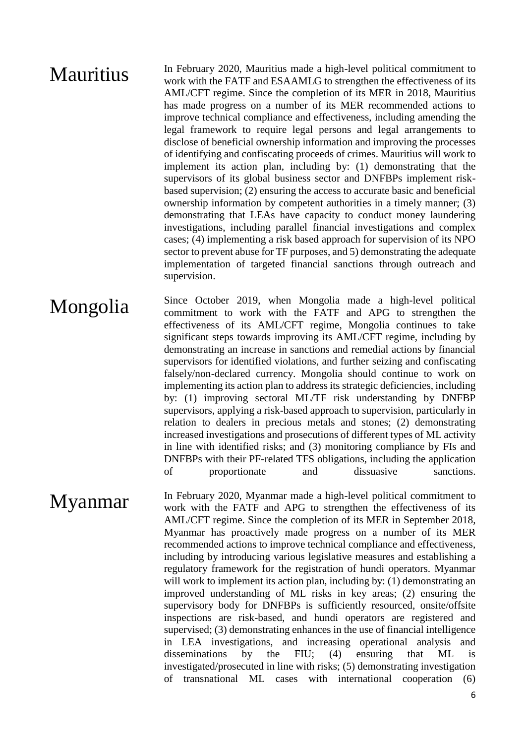## Mauritius

In February 2020, Mauritius made a high-level political commitment to work with the FATF and ESAAMLG to strengthen the effectiveness of its AML/CFT regime. Since the completion of its MER in 2018, Mauritius has made progress on a number of its MER recommended actions to improve technical compliance and effectiveness, including amending the legal framework to require legal persons and legal arrangements to disclose of beneficial ownership information and improving the processes of identifying and confiscating proceeds of crimes. Mauritius will work to implement its action plan, including by: (1) demonstrating that the supervisors of its global business sector and DNFBPs implement risk-based supervision; (2) ensuring the access to accurate basic and beneficial ownership information by competent authorities in a timely manner; (3) demonstrating that LEAs have capacity to conduct money laundering investigations, including parallel financial investigations and complex cases; (4) implementing a risk based approach for supervision of its NPO sector to prevent abuse for TF purposes, and 5) demonstrating the adequate implementation of targeted financial sanctions through outreach and supervision.

## Mongolia

Since October 2019, when Mongolia made a high-level political commitment to work with the FATF and APG to strengthen the effectiveness of its AML/CFT regime, Mongolia continues to take significant steps towards improving its AML/CFT regime, including by demonstrating an increase in sanctions and remedial actions by financial supervisors for identified violations, and further seizing and confiscating falsely/non-declared currency. Mongolia should continue to work on implementing its action plan to address its strategic deficiencies, including by: (1) improving sectoral ML/TF risk understanding by DNFBP supervisors, applying a risk-based approach to supervision, particularly in relation to dealers in precious metals and stones; (2) demonstrating increased investigations and prosecutions of different types of ML activity in line with identified risks; and (3) monitoring compliance by FIs and DNFBPs with their PF-related TFS obligations, including the application of proportionate and dissuasive sanctions.

## Myanmar

In February 2020, Myanmar made a high-level political commitment to work with the FATF and APG to strengthen the effectiveness of its AML/CFT regime. Since the completion of its MER in September 2018, Myanmar has proactively made progress on a number of its MER recommended actions to improve technical compliance and effectiveness, including by introducing various legislative measures and establishing a regulatory framework for the registration of hundi operators. Myanmar will work to implement its action plan, including by: (1) demonstrating an improved understanding of ML risks in key areas; (2) ensuring the supervisory body for DNFBPs is sufficiently resourced, onsite/offsite inspections are risk-based, and hundi operators are registered and supervised; (3) demonstrating enhances in the use of financial intelligence in LEA investigations, and increasing operational analysis and disseminations by the FIU; (4) ensuring that ML is investigated/prosecuted in line with risks; (5) demonstrating investigation of transnational ML cases with international cooperation (6)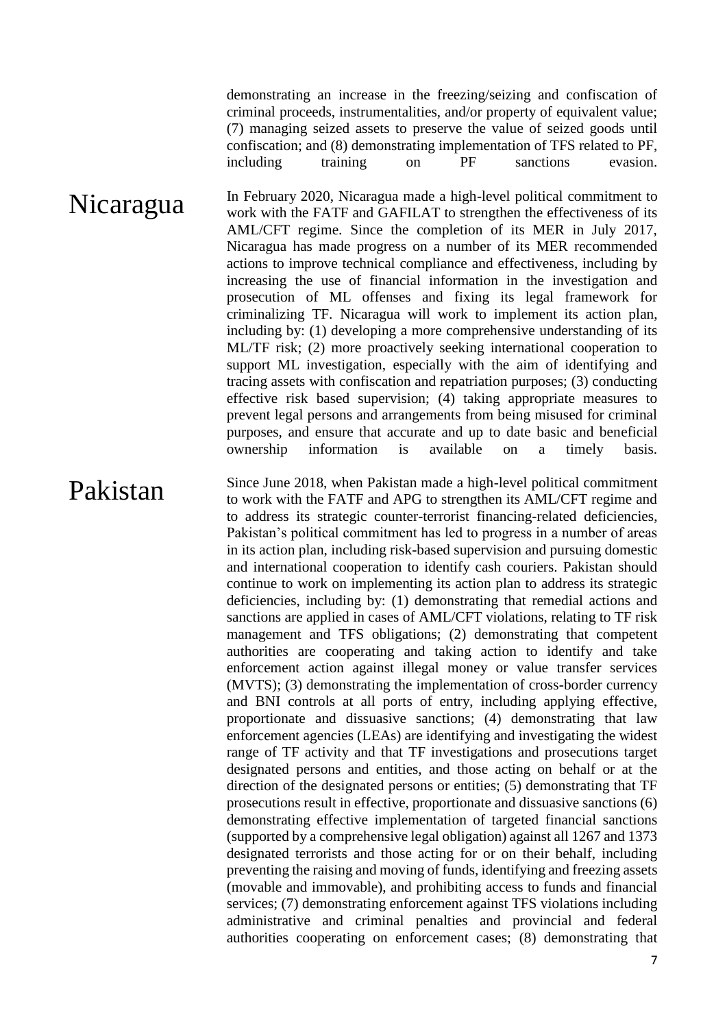demonstrating an increase in the freezing/seizing and confiscation of criminal proceeds, instrumentalities, and/or property of equivalent value; (7) managing seized assets to preserve the value of seized goods until confiscation; and (8) demonstrating implementation of TFS related to PF, including training on PF sanctions evasion.

## Nicaragua

In February 2020, Nicaragua made a high-level political commitment to work with the FATF and GAFILAT to strengthen the effectiveness of its AML/CFT regime. Since the completion of its MER in July 2017, Nicaragua has made progress on a number of its MER recommended actions to improve technical compliance and effectiveness, including by increasing the use of financial information in the investigation and prosecution of ML offenses and fixing its legal framework for criminalizing TF. Nicaragua will work to implement its action plan, including by: (1) developing a more comprehensive understanding of its ML/TF risk; (2) more proactively seeking international cooperation to support ML investigation, especially with the aim of identifying and tracing assets with confiscation and repatriation purposes; (3) conducting effective risk based supervision; (4) taking appropriate measures to prevent legal persons and arrangements from being misused for criminal purposes, and ensure that accurate and up to date basic and beneficial ownership information is available on a timely basis.

## Pakistan

Since June 2018, when Pakistan made a high-level political commitment to work with the FATF and APG to strengthen its AML/CFT regime and to address its strategic counter-terrorist financing-related deficiencies, Pakistan's political commitment has led to progress in a number of areas in its action plan, including risk-based supervision and pursuing domestic and international cooperation to identify cash couriers. Pakistan should continue to work on implementing its action plan to address its strategic deficiencies, including by: (1) demonstrating that remedial actions and sanctions are applied in cases of AML/CFT violations, relating to TF risk management and TFS obligations; (2) demonstrating that competent authorities are cooperating and taking action to identify and take enforcement action against illegal money or value transfer services (MVTS); (3) demonstrating the implementation of cross-border currency and BNI controls at all ports of entry, including applying effective, proportionate and dissuasive sanctions; (4) demonstrating that law enforcement agencies (LEAs) are identifying and investigating the widest range of TF activity and that TF investigations and prosecutions target designated persons and entities, and those acting on behalf or at the direction of the designated persons or entities; (5) demonstrating that TF prosecutions result in effective, proportionate and dissuasive sanctions (6) demonstrating effective implementation of targeted financial sanctions (supported by a comprehensive legal obligation) against all 1267 and 1373 designated terrorists and those acting for or on their behalf, including preventing the raising and moving of funds, identifying and freezing assets (movable and immovable), and prohibiting access to funds and financial services; (7) demonstrating enforcement against TFS violations including administrative and criminal penalties and provincial and federal authorities cooperating on enforcement cases; (8) demonstrating that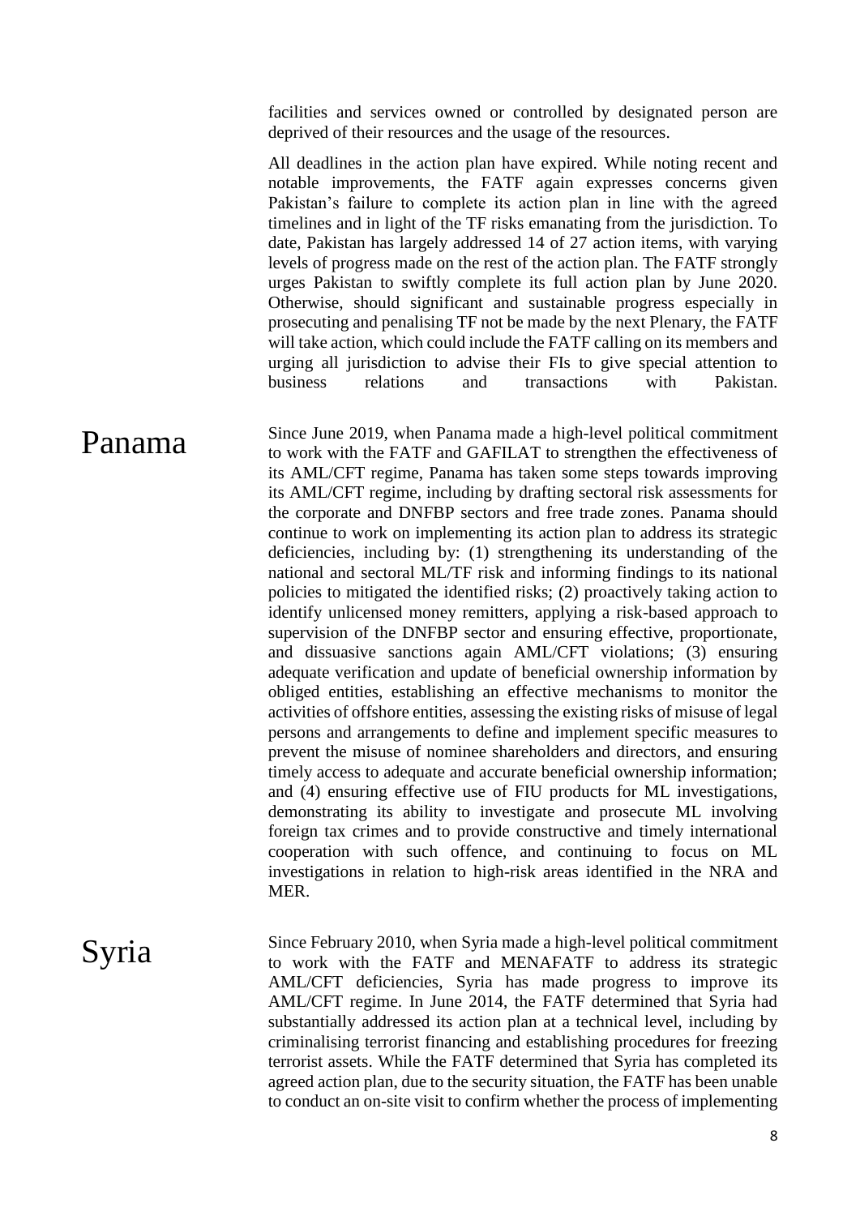facilities and services owned or controlled by designated person are deprived of their resources and the usage of the resources.

All deadlines in the action plan have expired. While noting recent and notable improvements, the FATF again expresses concerns given Pakistan's failure to complete its action plan in line with the agreed timelines and in light of the TF risks emanating from the jurisdiction. To date, Pakistan has largely addressed 14 of 27 action items, with varying levels of progress made on the rest of the action plan. The FATF strongly urges Pakistan to swiftly complete its full action plan by June 2020. Otherwise, should significant and sustainable progress especially in prosecuting and penalising TF not be made by the next Plenary, the FATF will take action, which could include the FATF calling on its members and urging all jurisdiction to advise their FIs to give special attention to business relations and transactions with Pakistan.

## Panama

Since June 2019, when Panama made a high-level political commitment to work with the FATF and GAFILAT to strengthen the effectiveness of its AML/CFT regime, Panama has taken some steps towards improving its AML/CFT regime, including by drafting sectoral risk assessments for the corporate and DNFBP sectors and free trade zones. Panama should continue to work on implementing its action plan to address its strategic deficiencies, including by: (1) strengthening its understanding of the national and sectoral ML/TF risk and informing findings to its national policies to mitigated the identified risks; (2) proactively taking action to identify unlicensed money remitters, applying a risk-based approach to supervision of the DNFBP sector and ensuring effective, proportionate, and dissuasive sanctions again AML/CFT violations; (3) ensuring adequate verification and update of beneficial ownership information by obliged entities, establishing an effective mechanisms to monitor the activities of offshore entities, assessing the existing risks of misuse of legal persons and arrangements to define and implement specific measures to prevent the misuse of nominee shareholders and directors, and ensuring timely access to adequate and accurate beneficial ownership information; and (4) ensuring effective use of FIU products for ML investigations, demonstrating its ability to investigate and prosecute ML involving foreign tax crimes and to provide constructive and timely international cooperation with such offence, and continuing to focus on ML investigations in relation to high-risk areas identified in the NRA and MER.

## Syria

Since February 2010, when Syria made a high-level political commitment to work with the FATF and MENAFATF to address its strategic AML/CFT deficiencies, Syria has made progress to improve its AML/CFT regime. In June 2014, the FATF determined that Syria had substantially addressed its action plan at a technical level, including by criminalising terrorist financing and establishing procedures for freezing terrorist assets. While the FATF determined that Syria has completed its agreed action plan, due to the security situation, the FATF has been unable to conduct an on-site visit to confirm whether the process of implementing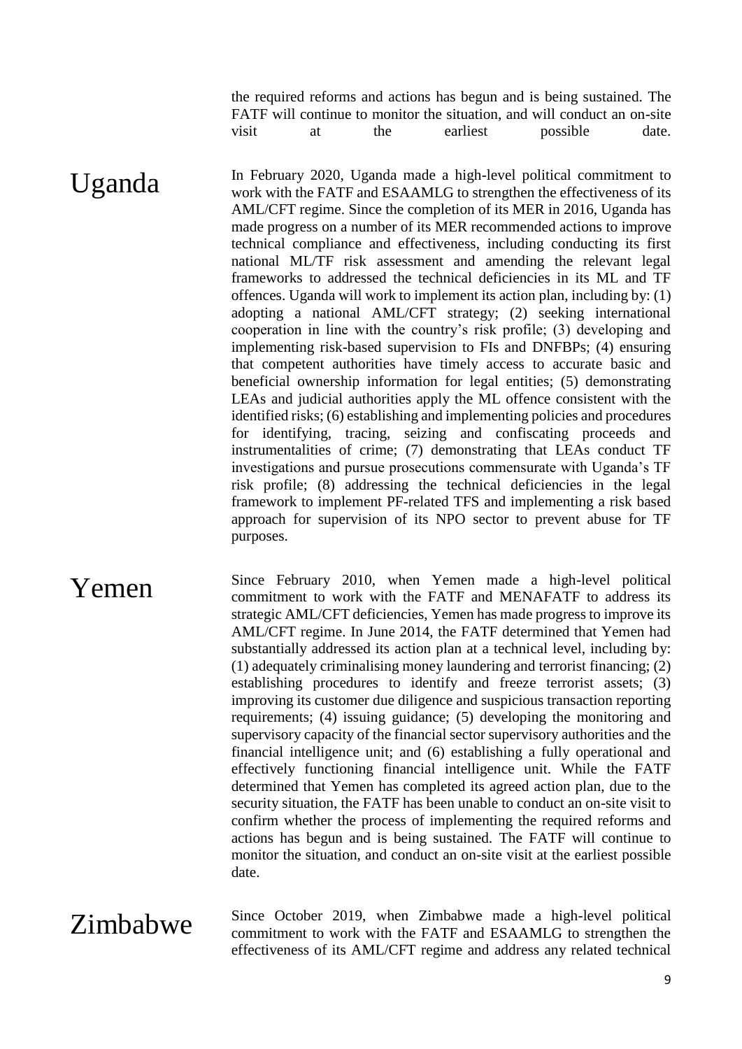the required reforms and actions has begun and is being sustained. The FATF will continue to monitor the situation, and will conduct an on-site visit at the earliest possible date.

## Uganda

In February 2020, Uganda made a high-level political commitment to work with the FATF and ESAAMLG to strengthen the effectiveness of its AML/CFT regime. Since the completion of its MER in 2016, Uganda has made progress on a number of its MER recommended actions to improve technical compliance and effectiveness, including conducting its first national ML/TF risk assessment and amending the relevant legal frameworks to addressed the technical deficiencies in its ML and TF offences. Uganda will work to implement its action plan, including by: (1) adopting a national AML/CFT strategy; (2) seeking international cooperation in line with the country's risk profile; (3) developing and implementing risk-based supervision to FIs and DNFBPs; (4) ensuring that competent authorities have timely access to accurate basic and beneficial ownership information for legal entities; (5) demonstrating LEAs and judicial authorities apply the ML offence consistent with the identified risks; (6) establishing and implementing policies and procedures for identifying, tracing, seizing and confiscating proceeds and instrumentalities of crime; (7) demonstrating that LEAs conduct TF investigations and pursue prosecutions commensurate with Uganda's TF risk profile; (8) addressing the technical deficiencies in the legal framework to implement PF-related TFS and implementing a risk based approach for supervision of its NPO sector to prevent abuse for TF purposes.

## Yemen

Since February 2010, when Yemen made a high-level political commitment to work with the FATF and MENAFATF to address its strategic AML/CFT deficiencies, Yemen has made progress to improve its AML/CFT regime. In June 2014, the FATF determined that Yemen had substantially addressed its action plan at a technical level, including by: (1) adequately criminalising money laundering and terrorist financing; (2) establishing procedures to identify and freeze terrorist assets; (3) improving its customer due diligence and suspicious transaction reporting requirements; (4) issuing guidance; (5) developing the monitoring and supervisory capacity of the financial sector supervisory authorities and the financial intelligence unit; and (6) establishing a fully operational and effectively functioning financial intelligence unit. While the FATF determined that Yemen has completed its agreed action plan, due to the security situation, the FATF has been unable to conduct an on-site visit to confirm whether the process of implementing the required reforms and actions has begun and is being sustained. The FATF will continue to monitor the situation, and conduct an on-site visit at the earliest possible date.

## Zimbabwe

Since October 2019, when Zimbabwe made a high-level political commitment to work with the FATF and ESAAMLG to strengthen the effectiveness of its AML/CFT regime and address any related technical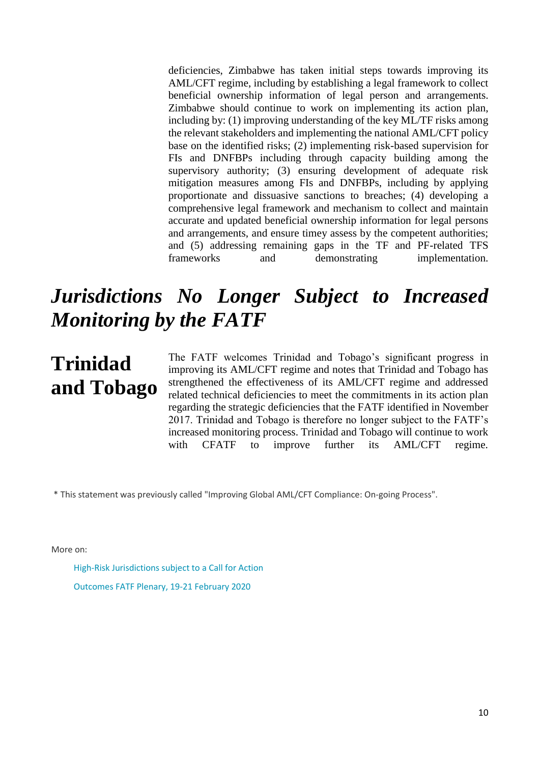deficiencies, Zimbabwe has taken initial steps towards improving its AML/CFT regime, including by establishing a legal framework to collect beneficial ownership information of legal person and arrangements. Zimbabwe should continue to work on implementing its action plan, including by: (1) improving understanding of the key ML/TF risks among the relevant stakeholders and implementing the national AML/CFT policy base on the identified risks; (2) implementing risk-based supervision for FIs and DNFBPs including through capacity building among the supervisory authority; (3) ensuring development of adequate risk mitigation measures among FIs and DNFBPs, including by applying proportionate and dissuasive sanctions to breaches; (4) developing a comprehensive legal framework and mechanism to collect and maintain accurate and updated beneficial ownership information for legal persons and arrangements, and ensure timey assess by the competent authorities; and (5) addressing remaining gaps in the TF and PF-related TFS frameworks and demonstrating implementation.

# *Jurisdictions No Longer Subject to Increased Monitoring by the FATF*

## Trinidad and Tobago

The FATF welcomes Trinidad and Tobago's significant progress in improving its AML/CFT regime and notes that Trinidad and Tobago has strengthened the effectiveness of its AML/CFT regime and addressed related technical deficiencies to meet the commitments in its action plan regarding the strategic deficiencies that the FATF identified in November 2017. Trinidad and Tobago is therefore no longer subject to the FATF's increased monitoring process. Trinidad and Tobago will continue to work with CFATF to improve further its AML/CFT regime.

* This statement was previously called "Improving Global AML/CFT Compliance: On-going Process".

More on:

- High-Risk Jurisdictions subject to a Call for Action
- Outcomes FATF Plenary, 19-21 February 2020